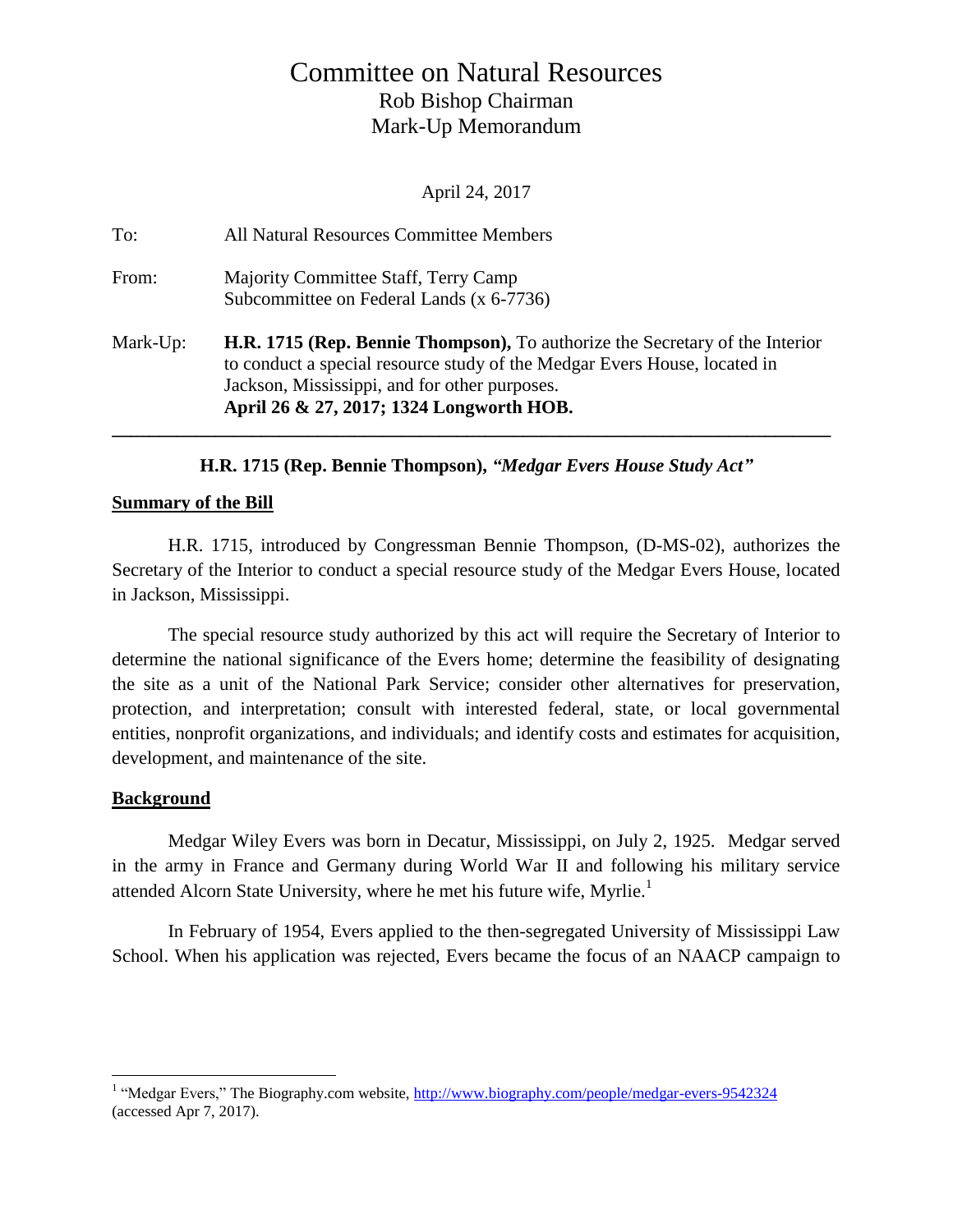# Committee on Natural Resources

Rob Bishop Chairman
Mark-Up Memorandum

April 24, 2017

To: All Natural Resources Committee Members

From: Majority Committee Staff, Terry Camp
Subcommittee on Federal Lands (x 6-7736)

Mark-Up: **H.R. 1715 (Rep. Bennie Thompson),** To authorize the Secretary of the Interior to conduct a special resource study of the Medgar Evers House, located in Jackson, Mississippi, and for other purposes.
**April 26 & 27, 2017; 1324 Longworth HOB.**

---

**H.R. 1715 (Rep. Bennie Thompson),** ***"Medgar Evers House Study Act"***

**Summary of the Bill**

H.R. 1715, introduced by Congressman Bennie Thompson, (D-MS-02), authorizes the Secretary of the Interior to conduct a special resource study of the Medgar Evers House, located in Jackson, Mississippi.

The special resource study authorized by this act will require the Secretary of Interior to determine the national significance of the Evers home; determine the feasibility of designating the site as a unit of the National Park Service; consider other alternatives for preservation, protection, and interpretation; consult with interested federal, state, or local governmental entities, nonprofit organizations, and individuals; and identify costs and estimates for acquisition, development, and maintenance of the site.

**Background**

Medgar Wiley Evers was born in Decatur, Mississippi, on July 2, 1925. Medgar served in the army in France and Germany during World War II and following his military service attended Alcorn State University, where he met his future wife, Myrlie.[1]

In February of 1954, Evers applied to the then-segregated University of Mississippi Law School. When his application was rejected, Evers became the focus of an NAACP campaign to

---

[1] "Medgar Evers," The Biography.com website, http://www.biography.com/people/medgar-evers-9542324 (accessed Apr 7, 2017).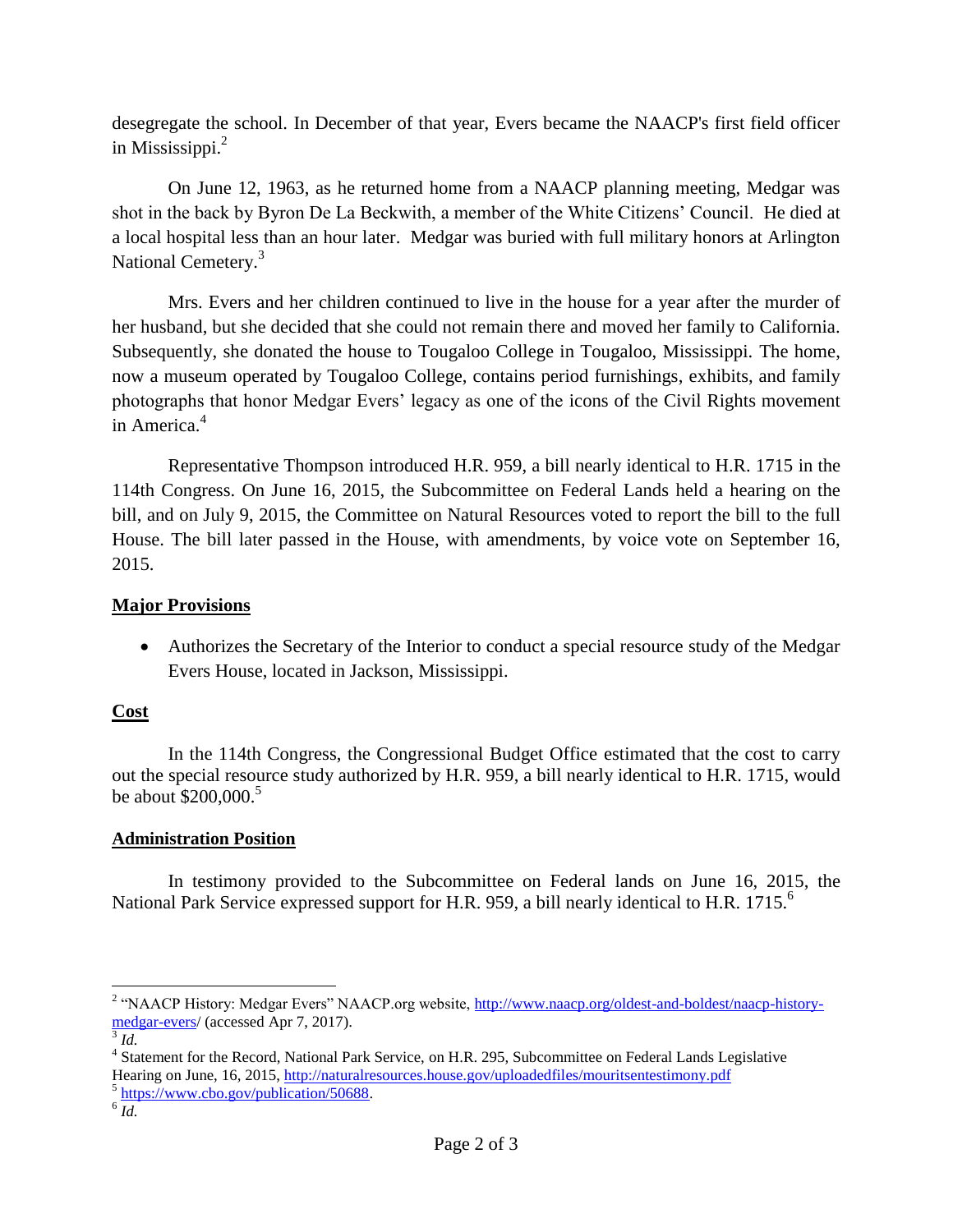desegregate the school. In December of that year, Evers became the NAACP's first field officer in Mississippi.[2]

On June 12, 1963, as he returned home from a NAACP planning meeting, Medgar was shot in the back by Byron De La Beckwith, a member of the White Citizens' Council. He died at a local hospital less than an hour later. Medgar was buried with full military honors at Arlington National Cemetery.[3]

Mrs. Evers and her children continued to live in the house for a year after the murder of her husband, but she decided that she could not remain there and moved her family to California. Subsequently, she donated the house to Tougaloo College in Tougaloo, Mississippi. The home, now a museum operated by Tougaloo College, contains period furnishings, exhibits, and family photographs that honor Medgar Evers' legacy as one of the icons of the Civil Rights movement in America.[4]

Representative Thompson introduced H.R. 959, a bill nearly identical to H.R. 1715 in the 114th Congress. On June 16, 2015, the Subcommittee on Federal Lands held a hearing on the bill, and on July 9, 2015, the Committee on Natural Resources voted to report the bill to the full House. The bill later passed in the House, with amendments, by voice vote on September 16, 2015.

## Major Provisions

- Authorizes the Secretary of the Interior to conduct a special resource study of the Medgar Evers House, located in Jackson, Mississippi.

## Cost

In the 114th Congress, the Congressional Budget Office estimated that the cost to carry out the special resource study authorized by H.R. 959, a bill nearly identical to H.R. 1715, would be about $200,000.[5]

## Administration Position

In testimony provided to the Subcommittee on Federal lands on June 16, 2015, the National Park Service expressed support for H.R. 959, a bill nearly identical to H.R. 1715.[6]

---

[2] "NAACP History: Medgar Evers" NAACP.org website, http://www.naacp.org/oldest-and-boldest/naacp-history-medgar-evers/ (accessed Apr 7, 2017).

[3] *Id.*

[4] Statement for the Record, National Park Service, on H.R. 295, Subcommittee on Federal Lands Legislative Hearing on June, 16, 2015, http://naturalresources.house.gov/uploadedfiles/mouritsentestimony.pdf

[5] https://www.cbo.gov/publication/50688.

[6] *Id.*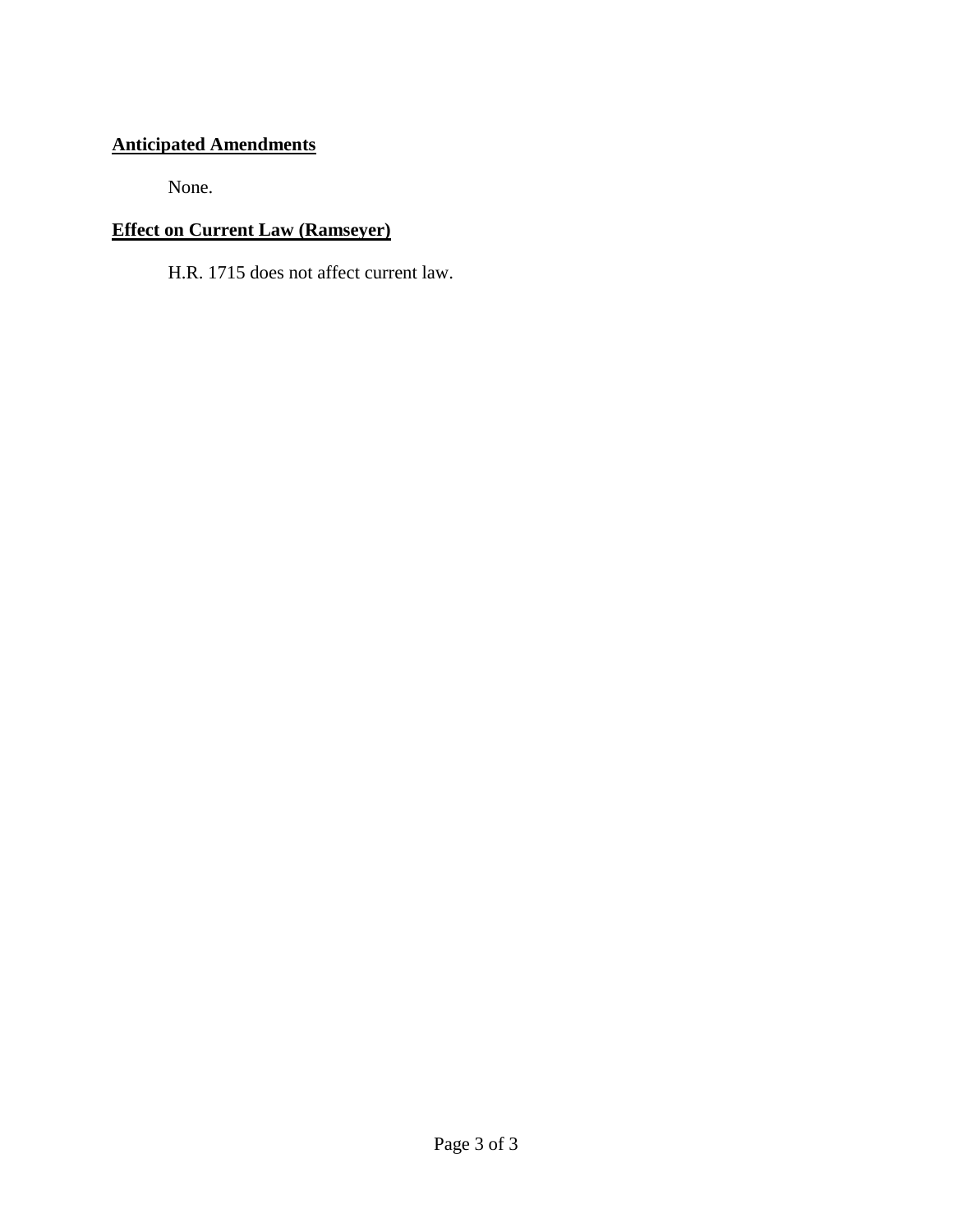**Anticipated Amendments**

None.

**Effect on Current Law (Ramseyer)**

H.R. 1715 does not affect current law.